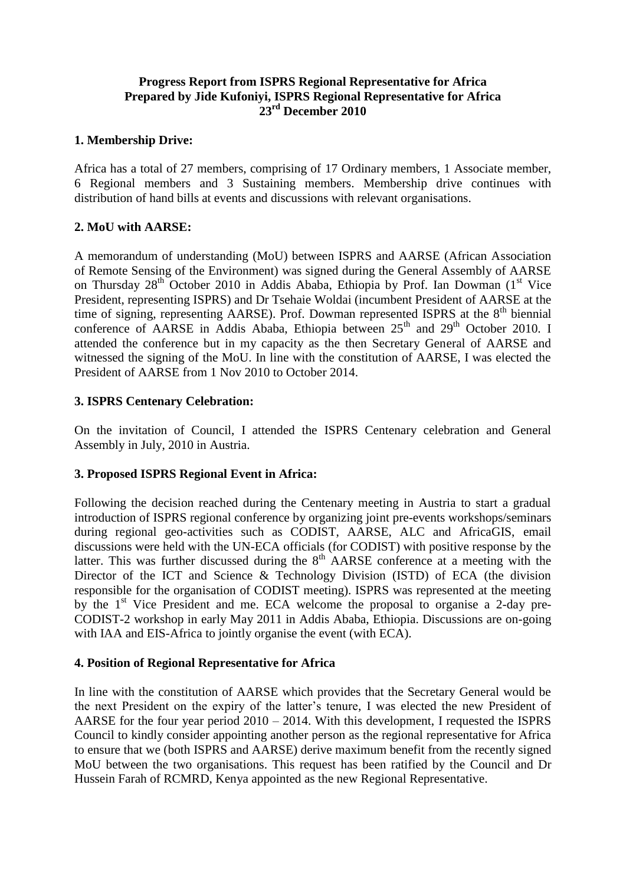**Progress Report from ISPRS Regional Representative for Africa**
**Prepared by Jide Kufoniyi, ISPRS Regional Representative for Africa**
**23rd December 2010**

## 1. Membership Drive:

Africa has a total of 27 members, comprising of 17 Ordinary members, 1 Associate member, 6 Regional members and 3 Sustaining members. Membership drive continues with distribution of hand bills at events and discussions with relevant organisations.

## 2. MoU with AARSE:

A memorandum of understanding (MoU) between ISPRS and AARSE (African Association of Remote Sensing of the Environment) was signed during the General Assembly of AARSE on Thursday 28th October 2010 in Addis Ababa, Ethiopia by Prof. Ian Dowman (1st Vice President, representing ISPRS) and Dr Tsehaie Woldai (incumbent President of AARSE at the time of signing, representing AARSE). Prof. Dowman represented ISPRS at the 8th biennial conference of AARSE in Addis Ababa, Ethiopia between 25th and 29th October 2010. I attended the conference but in my capacity as the then Secretary General of AARSE and witnessed the signing of the MoU. In line with the constitution of AARSE, I was elected the President of AARSE from 1 Nov 2010 to October 2014.

## 3. ISPRS Centenary Celebration:

On the invitation of Council, I attended the ISPRS Centenary celebration and General Assembly in July, 2010 in Austria.

## 3. Proposed ISPRS Regional Event in Africa:

Following the decision reached during the Centenary meeting in Austria to start a gradual introduction of ISPRS regional conference by organizing joint pre-events workshops/seminars during regional geo-activities such as CODIST, AARSE, ALC and AfricaGIS, email discussions were held with the UN-ECA officials (for CODIST) with positive response by the latter. This was further discussed during the 8th AARSE conference at a meeting with the Director of the ICT and Science & Technology Division (ISTD) of ECA (the division responsible for the organisation of CODIST meeting). ISPRS was represented at the meeting by the 1st Vice President and me. ECA welcome the proposal to organise a 2-day pre-CODIST-2 workshop in early May 2011 in Addis Ababa, Ethiopia. Discussions are on-going with IAA and EIS-Africa to jointly organise the event (with ECA).

## 4. Position of Regional Representative for Africa

In line with the constitution of AARSE which provides that the Secretary General would be the next President on the expiry of the latter's tenure, I was elected the new President of AARSE for the four year period 2010 – 2014. With this development, I requested the ISPRS Council to kindly consider appointing another person as the regional representative for Africa to ensure that we (both ISPRS and AARSE) derive maximum benefit from the recently signed MoU between the two organisations. This request has been ratified by the Council and Dr Hussein Farah of RCMRD, Kenya appointed as the new Regional Representative.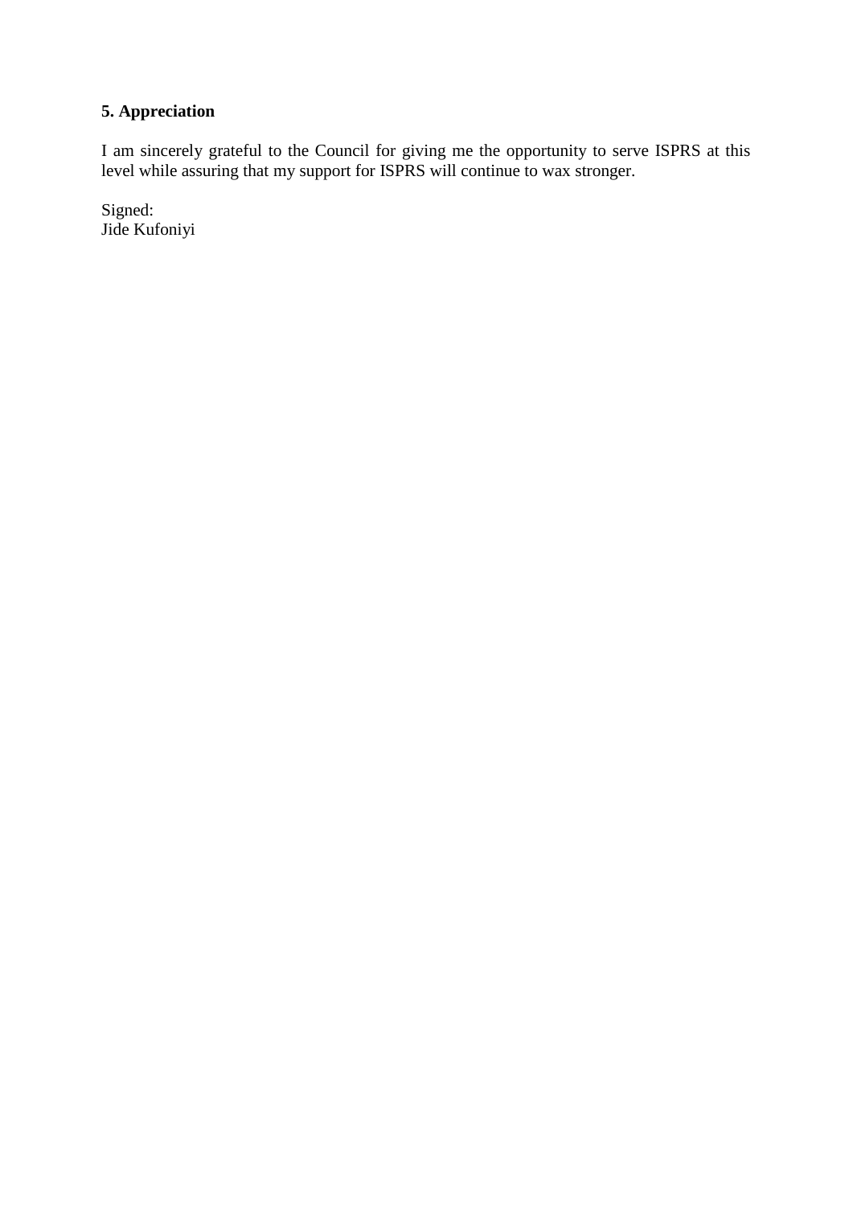## 5. Appreciation

I am sincerely grateful to the Council for giving me the opportunity to serve ISPRS at this level while assuring that my support for ISPRS will continue to wax stronger.

Signed:
Jide Kufoniyi